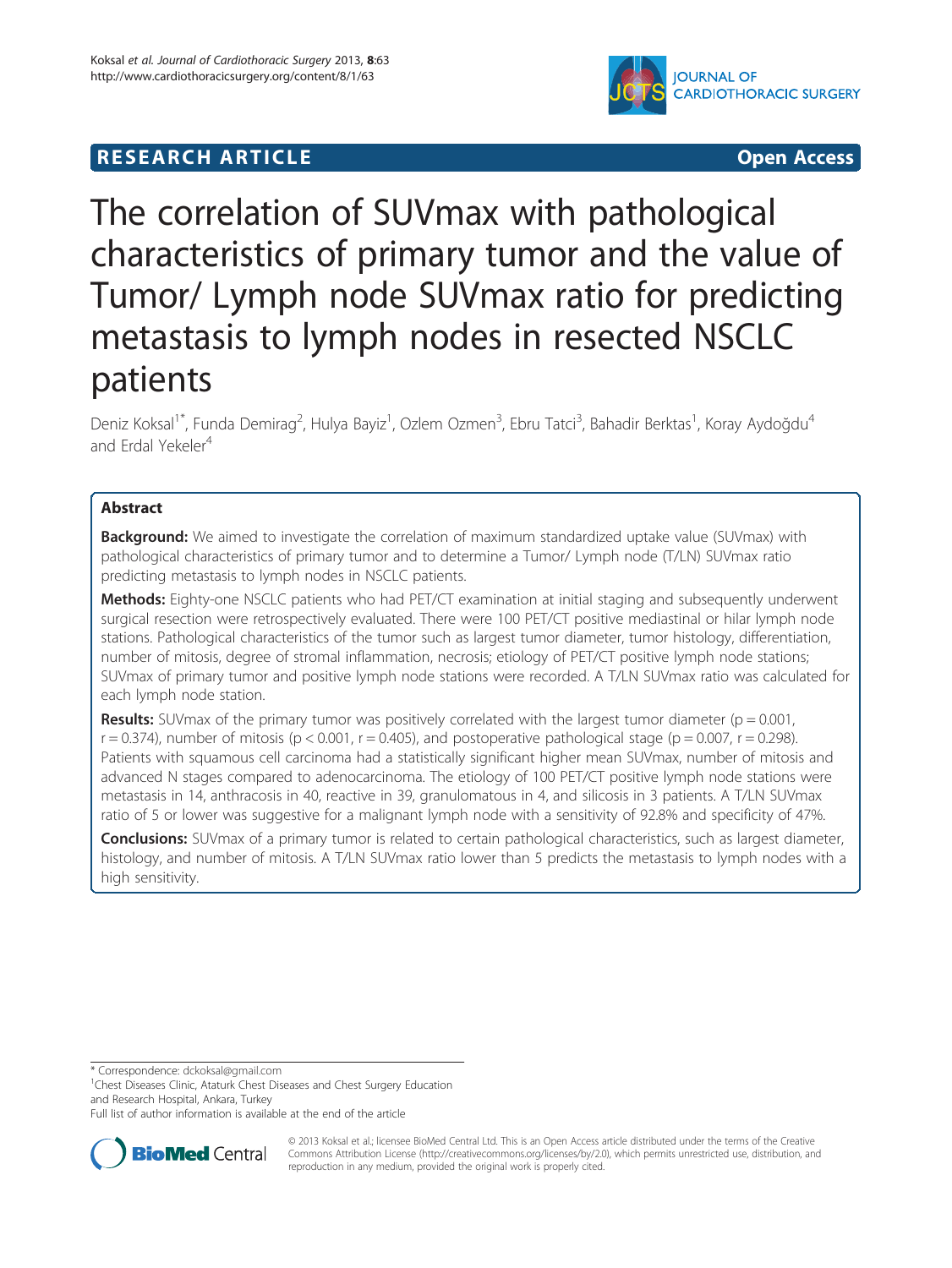**RESEARCH ARTICLE** **Open Access**

# The correlation of SUVmax with pathological characteristics of primary tumor and the value of Tumor/ Lymph node SUVmax ratio for predicting metastasis to lymph nodes in resected NSCLC patients

Deniz Koksal[1*], Funda Demirag[2], Hulya Bayiz[1], Ozlem Ozmen[3], Ebru Tatci[3], Bahadir Berktas[1], Koray Aydoğdu[4] and Erdal Yekeler[4]

## Abstract

**Background:** We aimed to investigate the correlation of maximum standardized uptake value (SUVmax) with pathological characteristics of primary tumor and to determine a Tumor/ Lymph node (T/LN) SUVmax ratio predicting metastasis to lymph nodes in NSCLC patients.

**Methods:** Eighty-one NSCLC patients who had PET/CT examination at initial staging and subsequently underwent surgical resection were retrospectively evaluated. There were 100 PET/CT positive mediastinal or hilar lymph node stations. Pathological characteristics of the tumor such as largest tumor diameter, tumor histology, differentiation, number of mitosis, degree of stromal inflammation, necrosis; etiology of PET/CT positive lymph node stations; SUVmax of primary tumor and positive lymph node stations were recorded. A T/LN SUVmax ratio was calculated for each lymph node station.

**Results:** SUVmax of the primary tumor was positively correlated with the largest tumor diameter ($p = 0.001$, $r = 0.374$), number of mitosis ($p < 0.001$, $r = 0.405$), and postoperative pathological stage ($p = 0.007$, $r = 0.298$). Patients with squamous cell carcinoma had a statistically significant higher mean SUVmax, number of mitosis and advanced N stages compared to adenocarcinoma. The etiology of 100 PET/CT positive lymph node stations were metastasis in 14, anthracosis in 40, reactive in 39, granulomatous in 4, and silicosis in 3 patients. A T/LN SUVmax ratio of 5 or lower was suggestive for a malignant lymph node with a sensitivity of 92.8% and specificity of 47%.

**Conclusions:** SUVmax of a primary tumor is related to certain pathological characteristics, such as largest diameter, histology, and number of mitosis. A T/LN SUVmax ratio lower than 5 predicts the metastasis to lymph nodes with a high sensitivity.

\* Correspondence: dckoksal@gmail.com

[1]Chest Diseases Clinic, Ataturk Chest Diseases and Chest Surgery Education and Research Hospital, Ankara, Turkey

Full list of author information is available at the end of the article

© 2013 Koksal et al.; licensee BioMed Central Ltd. This is an Open Access article distributed under the terms of the Creative Commons Attribution License (http://creativecommons.org/licenses/by/2.0), which permits unrestricted use, distribution, and reproduction in any medium, provided the original work is properly cited.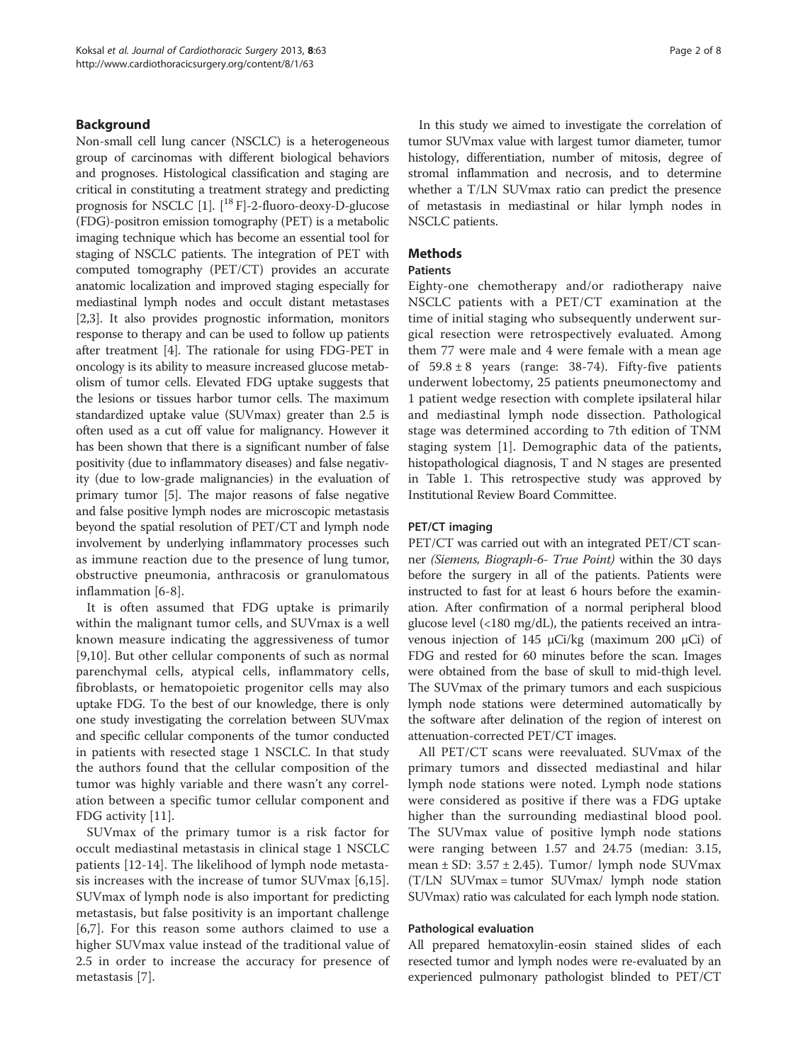## Background

Non-small cell lung cancer (NSCLC) is a heterogeneous group of carcinomas with different biological behaviors and prognoses. Histological classification and staging are critical in constituting a treatment strategy and predicting prognosis for NSCLC [1]. [$^{18}$F]-2-fluoro-deoxy-D-glucose (FDG)-positron emission tomography (PET) is a metabolic imaging technique which has become an essential tool for staging of NSCLC patients. The integration of PET with computed tomography (PET/CT) provides an accurate anatomic localization and improved staging especially for mediastinal lymph nodes and occult distant metastases [2,3]. It also provides prognostic information, monitors response to therapy and can be used to follow up patients after treatment [4]. The rationale for using FDG-PET in oncology is its ability to measure increased glucose metabolism of tumor cells. Elevated FDG uptake suggests that the lesions or tissues harbor tumor cells. The maximum standardized uptake value (SUVmax) greater than 2.5 is often used as a cut off value for malignancy. However it has been shown that there is a significant number of false positivity (due to inflammatory diseases) and false negativity (due to low-grade malignancies) in the evaluation of primary tumor [5]. The major reasons of false negative and false positive lymph nodes are microscopic metastasis beyond the spatial resolution of PET/CT and lymph node involvement by underlying inflammatory processes such as immune reaction due to the presence of lung tumor, obstructive pneumonia, anthracosis or granulomatous inflammation [6-8].

It is often assumed that FDG uptake is primarily within the malignant tumor cells, and SUVmax is a well known measure indicating the aggressiveness of tumor [9,10]. But other cellular components of such as normal parenchymal cells, atypical cells, inflammatory cells, fibroblasts, or hematopoietic progenitor cells may also uptake FDG. To the best of our knowledge, there is only one study investigating the correlation between SUVmax and specific cellular components of the tumor conducted in patients with resected stage 1 NSCLC. In that study the authors found that the cellular composition of the tumor was highly variable and there wasn't any correlation between a specific tumor cellular component and FDG activity [11].

SUVmax of the primary tumor is a risk factor for occult mediastinal metastasis in clinical stage 1 NSCLC patients [12-14]. The likelihood of lymph node metastasis increases with the increase of tumor SUVmax [6,15]. SUVmax of lymph node is also important for predicting metastasis, but false positivity is an important challenge [6,7]. For this reason some authors claimed to use a higher SUVmax value instead of the traditional value of 2.5 in order to increase the accuracy for presence of metastasis [7].

In this study we aimed to investigate the correlation of tumor SUVmax value with largest tumor diameter, tumor histology, differentiation, number of mitosis, degree of stromal inflammation and necrosis, and to determine whether a T/LN SUVmax ratio can predict the presence of metastasis in mediastinal or hilar lymph nodes in NSCLC patients.

## Methods

### Patients

Eighty-one chemotherapy and/or radiotherapy naive NSCLC patients with a PET/CT examination at the time of initial staging who subsequently underwent surgical resection were retrospectively evaluated. Among them 77 were male and 4 were female with a mean age of $59.8 \pm 8$ years (range: 38-74). Fifty-five patients underwent lobectomy, 25 patients pneumonectomy and 1 patient wedge resection with complete ipsilateral hilar and mediastinal lymph node dissection. Pathological stage was determined according to 7th edition of TNM staging system [1]. Demographic data of the patients, histopathological diagnosis, T and N stages are presented in Table 1. This retrospective study was approved by Institutional Review Board Committee.

### PET/CT imaging

PET/CT was carried out with an integrated PET/CT scanner *(Siemens, Biograph-6- True Point)* within the 30 days before the surgery in all of the patients. Patients were instructed to fast for at least 6 hours before the examination. After confirmation of a normal peripheral blood glucose level (<180 mg/dL), the patients received an intravenous injection of 145 μCi/kg (maximum 200 μCi) of FDG and rested for 60 minutes before the scan. Images were obtained from the base of skull to mid-thigh level. The SUVmax of the primary tumors and each suspicious lymph node stations were determined automatically by the software after delination of the region of interest on attenuation-corrected PET/CT images.

All PET/CT scans were reevaluated. SUVmax of the primary tumors and dissected mediastinal and hilar lymph node stations were noted. Lymph node stations were considered as positive if there was a FDG uptake higher than the surrounding mediastinal blood pool. The SUVmax value of positive lymph node stations were ranging between 1.57 and 24.75 (median: 3.15, mean ± SD: $3.57 \pm 2.45$). Tumor/ lymph node SUVmax (T/LN SUVmax = tumor SUVmax/ lymph node station SUVmax) ratio was calculated for each lymph node station.

### Pathological evaluation

All prepared hematoxylin-eosin stained slides of each resected tumor and lymph nodes were re-evaluated by an experienced pulmonary pathologist blinded to PET/CT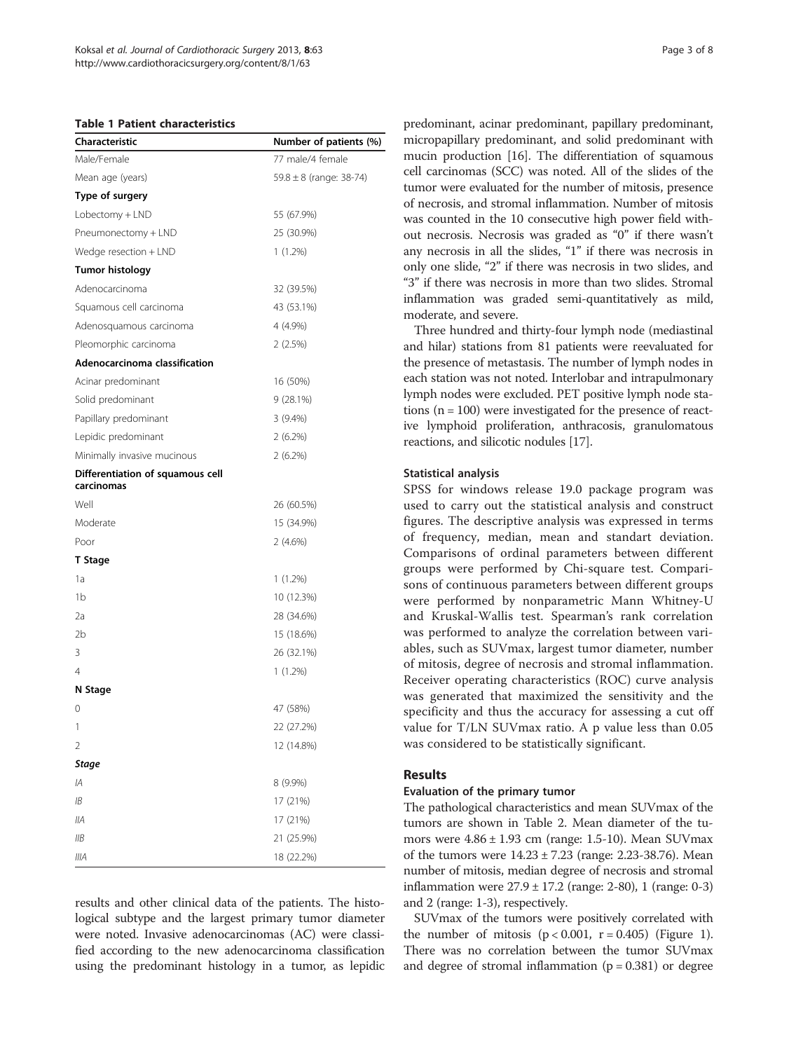**Table 1 Patient characteristics**

| Characteristic | Number of patients (%) |
|---|---|
| Male/Female | 77 male/4 female |
| Mean age (years) | 59.8 ± 8 (range: 38-74) |
| **Type of surgery** | |
| Lobectomy + LND | 55 (67.9%) |
| Pneumonectomy + LND | 25 (30.9%) |
| Wedge resection + LND | 1 (1.2%) |
| **Tumor histology** | |
| Adenocarcinoma | 32 (39.5%) |
| Squamous cell carcinoma | 43 (53.1%) |
| Adenosquamous carcinoma | 4 (4.9%) |
| Pleomorphic carcinoma | 2 (2.5%) |
| **Adenocarcinoma classification** | |
| Acinar predominant | 16 (50%) |
| Solid predominant | 9 (28.1%) |
| Papillary predominant | 3 (9.4%) |
| Lepidic predominant | 2 (6.2%) |
| Minimally invasive mucinous | 2 (6.2%) |
| **Differentiation of squamous cell carcinomas** | |
| Well | 26 (60.5%) |
| Moderate | 15 (34.9%) |
| Poor | 2 (4.6%) |
| **T Stage** | |
| 1a | 1 (1.2%) |
| 1b | 10 (12.3%) |
| 2a | 28 (34.6%) |
| 2b | 15 (18.6%) |
| 3 | 26 (32.1%) |
| 4 | 1 (1.2%) |
| **N Stage** | |
| 0 | 47 (58%) |
| 1 | 22 (27.2%) |
| 2 | 12 (14.8%) |
| ***Stage*** | |
| *IA* | 8 (9.9%) |
| *IB* | 17 (21%) |
| *IIA* | 17 (21%) |
| *IIB* | 21 (25.9%) |
| *IIIA* | 18 (22.2%) |

results and other clinical data of the patients. The histological subtype and the largest primary tumor diameter were noted. Invasive adenocarcinomas (AC) were classified according to the new adenocarcinoma classification using the predominant histology in a tumor, as lepidic predominant, acinar predominant, papillary predominant, micropapillary predominant, and solid predominant with mucin production [16]. The differentiation of squamous cell carcinomas (SCC) was noted. All of the slides of the tumor were evaluated for the number of mitosis, presence of necrosis, and stromal inflammation. Number of mitosis was counted in the 10 consecutive high power field without necrosis. Necrosis was graded as "0" if there wasn't any necrosis in all the slides, "1" if there was necrosis in only one slide, "2" if there was necrosis in two slides, and "3" if there was necrosis in more than two slides. Stromal inflammation was graded semi-quantitatively as mild, moderate, and severe.

Three hundred and thirty-four lymph node (mediastinal and hilar) stations from 81 patients were reevaluated for the presence of metastasis. The number of lymph nodes in each station was not noted. Interlobar and intrapulmonary lymph nodes were excluded. PET positive lymph node stations ($n = 100$) were investigated for the presence of reactive lymphoid proliferation, anthracosis, granulomatous reactions, and silicotic nodules [17].

### Statistical analysis

SPSS for windows release 19.0 package program was used to carry out the statistical analysis and construct figures. The descriptive analysis was expressed in terms of frequency, median, mean and standart deviation. Comparisons of ordinal parameters between different groups were performed by Chi-square test. Comparisons of continuous parameters between different groups were performed by nonparametric Mann Whitney-U and Kruskal-Wallis test. Spearman's rank correlation was performed to analyze the correlation between variables, such as SUVmax, largest tumor diameter, number of mitosis, degree of necrosis and stromal inflammation. Receiver operating characteristics (ROC) curve analysis was generated that maximized the sensitivity and the specificity and thus the accuracy for assessing a cut off value for T/LN SUVmax ratio. A p value less than 0.05 was considered to be statistically significant.

## Results

### Evaluation of the primary tumor

The pathological characteristics and mean SUVmax of the tumors are shown in Table 2. Mean diameter of the tumors were 4.86 ± 1.93 cm (range: 1.5-10). Mean SUVmax of the tumors were 14.23 ± 7.23 (range: 2.23-38.76). Mean number of mitosis, median degree of necrosis and stromal inflammation were 27.9 ± 17.2 (range: 2-80), 1 (range: 0-3) and 2 (range: 1-3), respectively.

SUVmax of the tumors were positively correlated with the number of mitosis ($p < 0.001$, $r = 0.405$) (Figure 1). There was no correlation between the tumor SUVmax and degree of stromal inflammation ($p = 0.381$) or degree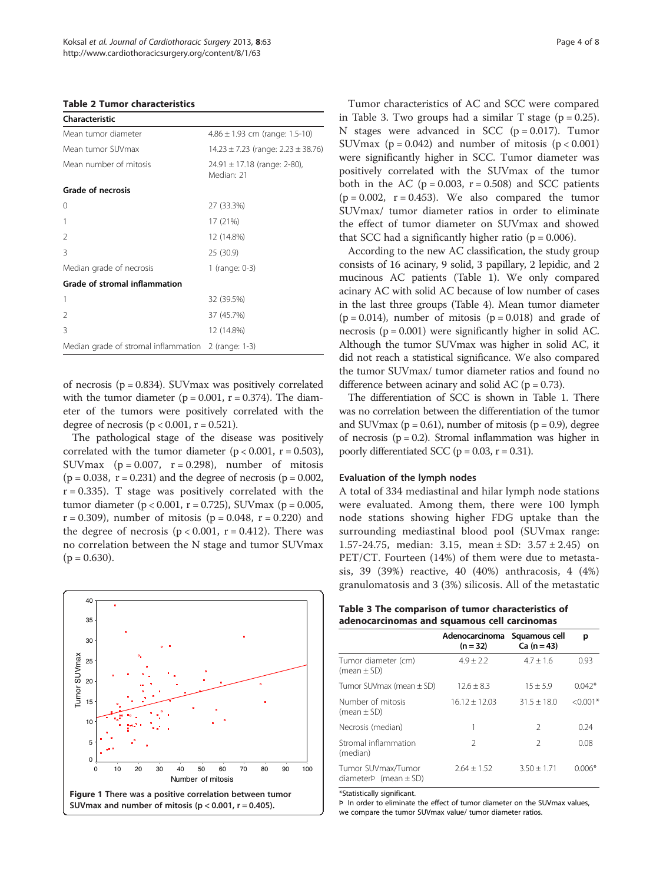**Table 2 Tumor characteristics**

| Characteristic | |
|---|---|
| Mean tumor diameter | 4.86 ± 1.93 cm (range: 1.5-10) |
| Mean tumor SUVmax | 14.23 ± 7.23 (range: 2.23 ± 38.76) |
| Mean number of mitosis | 24.91 ± 17.18 (range: 2-80), Median: 21 |
| **Grade of necrosis** | |
| 0 | 27 (33.3%) |
| 1 | 17 (21%) |
| 2 | 12 (14.8%) |
| 3 | 25 (30.9) |
| Median grade of necrosis | 1 (range: 0-3) |
| **Grade of stromal inflammation** | |
| 1 | 32 (39.5%) |
| 2 | 37 (45.7%) |
| 3 | 12 (14.8%) |
| Median grade of stromal inflammation | 2 (range: 1-3) |

of necrosis ($p = 0.834$). SUVmax was positively correlated with the tumor diameter ($p = 0.001$, $r = 0.374$). The diameter of the tumors were positively correlated with the degree of necrosis ($p < 0.001$, $r = 0.521$).

The pathological stage of the disease was positively correlated with the tumor diameter ($p < 0.001$, $r = 0.503$), SUVmax ($p = 0.007$, $r = 0.298$), number of mitosis ($p = 0.038$, $r = 0.231$) and the degree of necrosis ($p = 0.002$, $r = 0.335$). T stage was positively correlated with the tumor diameter ($p < 0.001$, $r = 0.725$), SUVmax ($p = 0.005$, $r = 0.309$), number of mitosis ($p = 0.048$, $r = 0.220$) and the degree of necrosis ($p < 0.001$, $r = 0.412$). There was no correlation between the N stage and tumor SUVmax ($p = 0.630$).

**Figure 1 There was a positive correlation between tumor SUVmax and number of mitosis ($p < 0.001$, $r = 0.405$).**

Tumor characteristics of AC and SCC were compared in Table 3. Two groups had a similar T stage ($p = 0.25$). N stages were advanced in SCC ($p = 0.017$). Tumor SUVmax ($p = 0.042$) and number of mitosis ($p < 0.001$) were significantly higher in SCC. Tumor diameter was positively correlated with the SUVmax of the tumor both in the AC ($p = 0.003$, $r = 0.508$) and SCC patients ($p = 0.002$, $r = 0.453$). We also compared the tumor SUVmax/ tumor diameter ratios in order to eliminate the effect of tumor diameter on SUVmax and showed that SCC had a significantly higher ratio ($p = 0.006$).

According to the new AC classification, the study group consists of 16 acinary, 9 solid, 3 papillary, 2 lepidic, and 2 mucinous AC patients (Table 1). We only compared acinary AC with solid AC because of low number of cases in the last three groups (Table 4). Mean tumor diameter ($p = 0.014$), number of mitosis ($p = 0.018$) and grade of necrosis ($p = 0.001$) were significantly higher in solid AC. Although the tumor SUVmax was higher in solid AC, it did not reach a statistical significance. We also compared the tumor SUVmax/ tumor diameter ratios and found no difference between acinary and solid AC ($p = 0.73$).

The differentiation of SCC is shown in Table 1. There was no correlation between the differentiation of the tumor and SUVmax ($p = 0.61$), number of mitosis ($p = 0.9$), degree of necrosis ($p = 0.2$). Stromal inflammation was higher in poorly differentiated SCC ($p = 0.03$, $r = 0.31$).

### Evaluation of the lymph nodes

A total of 334 mediastinal and hilar lymph node stations were evaluated. Among them, there were 100 lymph node stations showing higher FDG uptake than the surrounding mediastinal blood pool (SUVmax range: 1.57-24.75, median: 3.15, mean ± SD: 3.57 ± 2.45) on PET/CT. Fourteen (14%) of them were due to metastasis, 39 (39%) reactive, 40 (40%) anthracosis, 4 (4%) granulomatosis and 3 (3%) silicosis. All of the metastatic

**Table 3 The comparison of tumor characteristics of adenocarcinomas and squamous cell carcinomas**

| | Adenocarcinoma (n = 32) | Squamous cell Ca (n = 43) | p |
|---|---|---|---|
| Tumor diameter (cm) (mean ± SD) | 4.9 ± 2.2 | 4.7 ± 1.6 | 0.93 |
| Tumor SUVmax (mean ± SD) | 12.6 ± 8.3 | 15 ± 5.9 | 0.042* |
| Number of mitosis (mean ± SD) | 16.12 ± 12.03 | 31.5 ± 18.0 | <0.001* |
| Necrosis (median) | 1 | 2 | 0.24 |
| Stromal inflammation (median) | 2 | 2 | 0.08 |
| Tumor SUVmax/Tumor diameterÞ (mean ± SD) | 2.64 ± 1.52 | 3.50 ± 1.71 | 0.006* |

*Statistically significant.
Þ In order to eliminate the effect of tumor diameter on the SUVmax values, we compare the tumor SUVmax value/ tumor diameter ratios.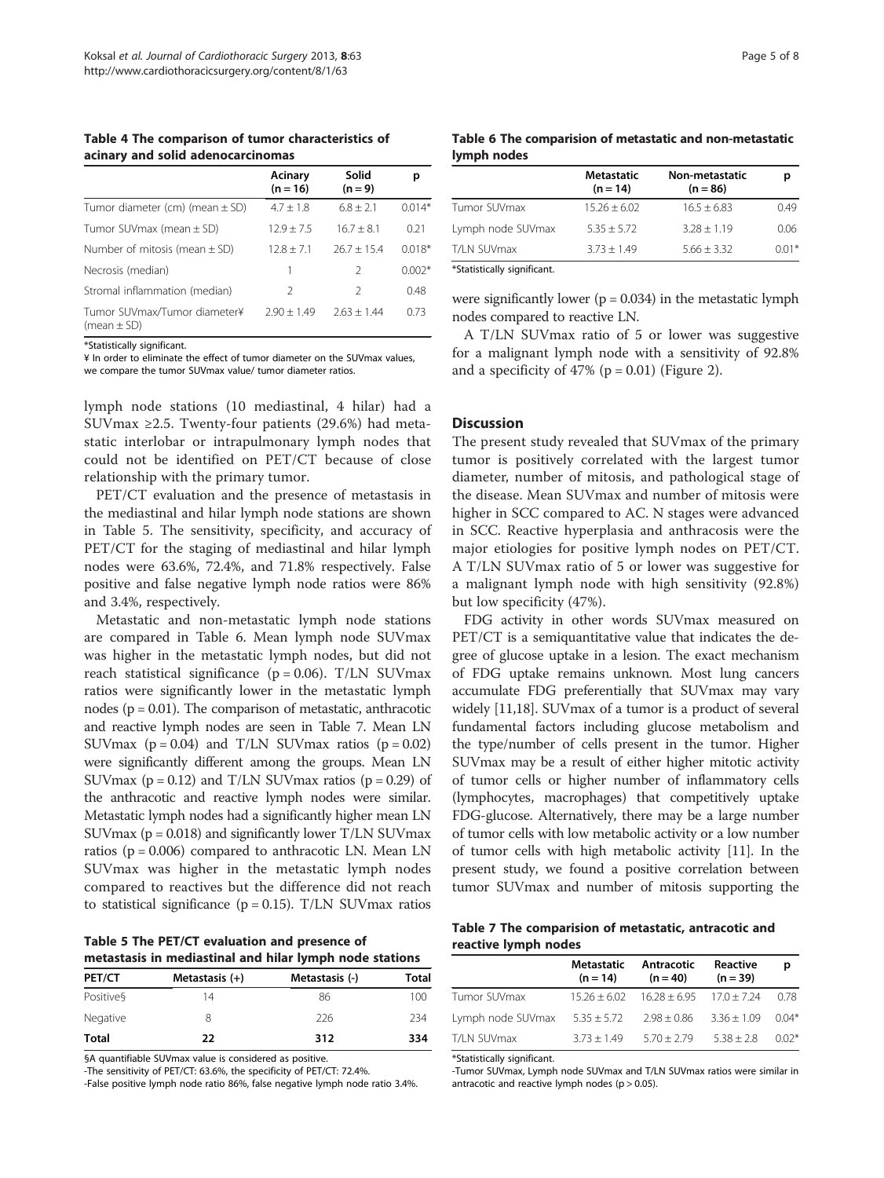**Table 4 The comparison of tumor characteristics of acinary and solid adenocarcinomas**

| | Acinary (n = 16) | Solid (n = 9) | p |
|---|---|---|---|
| Tumor diameter (cm) (mean ± SD) | 4.7 ± 1.8 | 6.8 ± 2.1 | 0.014* |
| Tumor SUVmax (mean ± SD) | 12.9 ± 7.5 | 16.7 ± 8.1 | 0.21 |
| Number of mitosis (mean ± SD) | 12.8 ± 7.1 | 26.7 ± 15.4 | 0.018* |
| Necrosis (median) | 1 | 2 | 0.002* |
| Stromal inflammation (median) | 2 | 2 | 0.48 |
| Tumor SUVmax/Tumor diameter¥ (mean ± SD) | 2.90 ± 1.49 | 2.63 ± 1.44 | 0.73 |

*Statistically significant.

¥ In order to eliminate the effect of tumor diameter on the SUVmax values, we compare the tumor SUVmax value/ tumor diameter ratios.

lymph node stations (10 mediastinal, 4 hilar) had a SUVmax ≥2.5. Twenty-four patients (29.6%) had metastatic interlobar or intrapulmonary lymph nodes that could not be identified on PET/CT because of close relationship with the primary tumor.

PET/CT evaluation and the presence of metastasis in the mediastinal and hilar lymph node stations are shown in Table 5. The sensitivity, specificity, and accuracy of PET/CT for the staging of mediastinal and hilar lymph nodes were 63.6%, 72.4%, and 71.8% respectively. False positive and false negative lymph node ratios were 86% and 3.4%, respectively.

Metastatic and non-metastatic lymph node stations are compared in Table 6. Mean lymph node SUVmax was higher in the metastatic lymph nodes, but did not reach statistical significance (p = 0.06). T/LN SUVmax ratios were significantly lower in the metastatic lymph nodes (p = 0.01). The comparison of metastatic, anthracotic and reactive lymph nodes are seen in Table 7. Mean LN SUVmax (p = 0.04) and T/LN SUVmax ratios (p = 0.02) were significantly different among the groups. Mean LN SUVmax (p = 0.12) and T/LN SUVmax ratios (p = 0.29) of the anthracotic and reactive lymph nodes were similar. Metastatic lymph nodes had a significantly higher mean LN SUVmax (p = 0.018) and significantly lower T/LN SUVmax ratios (p = 0.006) compared to anthracotic LN. Mean LN SUVmax was higher in the metastatic lymph nodes compared to reactives but the difference did not reach to statistical significance (p = 0.15). T/LN SUVmax ratios were significantly lower (p = 0.034) in the metastatic lymph nodes compared to reactive LN.

A T/LN SUVmax ratio of 5 or lower was suggestive for a malignant lymph node with a sensitivity of 92.8% and a specificity of 47% (p = 0.01) (Figure 2).

**Table 5 The PET/CT evaluation and presence of metastasis in mediastinal and hilar lymph node stations**

| PET/CT | Metastasis (+) | Metastasis (-) | Total |
|---|---|---|---|
| Positive§ | 14 | 86 | 100 |
| Negative | 8 | 226 | 234 |
| **Total** | **22** | **312** | **334** |

§A quantifiable SUVmax value is considered as positive.

-The sensitivity of PET/CT: 63.6%, the specificity of PET/CT: 72.4%.

-False positive lymph node ratio 86%, false negative lymph node ratio 3.4%.

**Table 6 The comparision of metastatic and non-metastatic lymph nodes**

| | Metastatic (n = 14) | Non-metastatic (n = 86) | p |
|---|---|---|---|
| Tumor SUVmax | 15.26 ± 6.02 | 16.5 ± 6.83 | 0.49 |
| Lymph node SUVmax | 5.35 ± 5.72 | 3.28 ± 1.19 | 0.06 |
| T/LN SUVmax | 3.73 ± 1.49 | 5.66 ± 3.32 | 0.01* |

*Statistically significant.

## Discussion

The present study revealed that SUVmax of the primary tumor is positively correlated with the largest tumor diameter, number of mitosis, and pathological stage of the disease. Mean SUVmax and number of mitosis were higher in SCC compared to AC. N stages were advanced in SCC. Reactive hyperplasia and anthracosis were the major etiologies for positive lymph nodes on PET/CT. A T/LN SUVmax ratio of 5 or lower was suggestive for a malignant lymph node with high sensitivity (92.8%) but low specificity (47%).

FDG activity in other words SUVmax measured on PET/CT is a semiquantitative value that indicates the degree of glucose uptake in a lesion. The exact mechanism of FDG uptake remains unknown. Most lung cancers accumulate FDG preferentially that SUVmax may vary widely [11,18]. SUVmax of a tumor is a product of several fundamental factors including glucose metabolism and the type/number of cells present in the tumor. Higher SUVmax may be a result of either higher mitotic activity of tumor cells or higher number of inflammatory cells (lymphocytes, macrophages) that competitively uptake FDG-glucose. Alternatively, there may be a large number of tumor cells with low metabolic activity or a low number of tumor cells with high metabolic activity [11]. In the present study, we found a positive correlation between tumor SUVmax and number of mitosis supporting the

**Table 7 The comparision of metastatic, antracotic and reactive lymph nodes**

| | Metastatic (n = 14) | Antracotic (n = 40) | Reactive (n = 39) | p |
|---|---|---|---|---|
| Tumor SUVmax | 15.26 ± 6.02 | 16.28 ± 6.95 | 17.0 ± 7.24 | 0.78 |
| Lymph node SUVmax | 5.35 ± 5.72 | 2.98 ± 0.86 | 3.36 ± 1.09 | 0.04* |
| T/LN SUVmax | 3.73 ± 1.49 | 5.70 ± 2.79 | 5.38 ± 2.8 | 0.02* |

*Statistically significant.

-Tumor SUVmax, Lymph node SUVmax and T/LN SUVmax ratios were similar in antracotic and reactive lymph nodes (p > 0.05).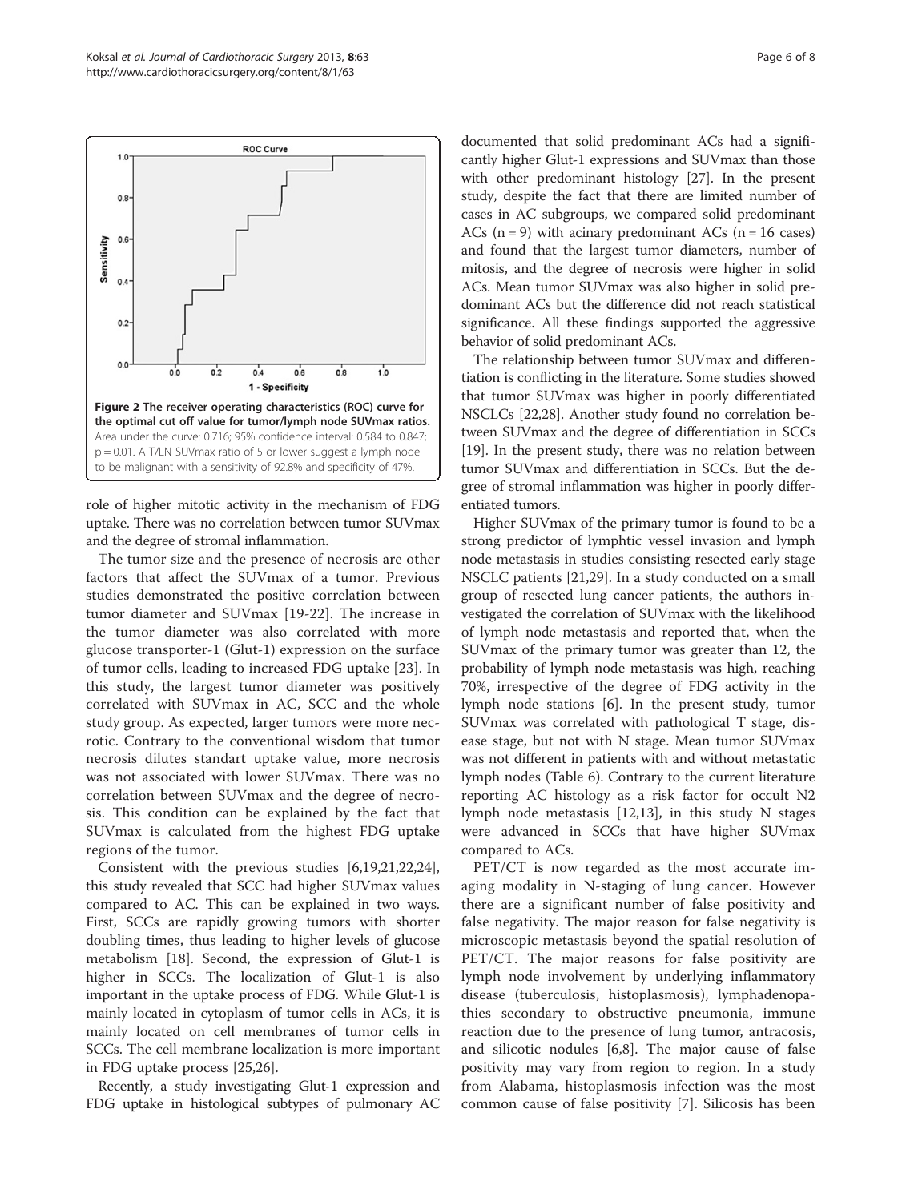**Figure 2 The receiver operating characteristics (ROC) curve for the optimal cut off value for tumor/lymph node SUVmax ratios.** Area under the curve: 0.716; 95% confidence interval: 0.584 to 0.847; p = 0.01. A T/LN SUVmax ratio of 5 or lower suggest a lymph node to be malignant with a sensitivity of 92.8% and specificity of 47%.

role of higher mitotic activity in the mechanism of FDG uptake. There was no correlation between tumor SUVmax and the degree of stromal inflammation.

The tumor size and the presence of necrosis are other factors that affect the SUVmax of a tumor. Previous studies demonstrated the positive correlation between tumor diameter and SUVmax [19-22]. The increase in the tumor diameter was also correlated with more glucose transporter-1 (Glut-1) expression on the surface of tumor cells, leading to increased FDG uptake [23]. In this study, the largest tumor diameter was positively correlated with SUVmax in AC, SCC and the whole study group. As expected, larger tumors were more necrotic. Contrary to the conventional wisdom that tumor necrosis dilutes standart uptake value, more necrosis was not associated with lower SUVmax. There was no correlation between SUVmax and the degree of necrosis. This condition can be explained by the fact that SUVmax is calculated from the highest FDG uptake regions of the tumor.

Consistent with the previous studies [6,19,21,22,24], this study revealed that SCC had higher SUVmax values compared to AC. This can be explained in two ways. First, SCCs are rapidly growing tumors with shorter doubling times, thus leading to higher levels of glucose metabolism [18]. Second, the expression of Glut-1 is higher in SCCs. The localization of Glut-1 is also important in the uptake process of FDG. While Glut-1 is mainly located in cytoplasm of tumor cells in ACs, it is mainly located on cell membranes of tumor cells in SCCs. The cell membrane localization is more important in FDG uptake process [25,26].

Recently, a study investigating Glut-1 expression and FDG uptake in histological subtypes of pulmonary AC documented that solid predominant ACs had a significantly higher Glut-1 expressions and SUVmax than those with other predominant histology [27]. In the present study, despite the fact that there are limited number of cases in AC subgroups, we compared solid predominant ACs (n = 9) with acinary predominant ACs (n = 16 cases) and found that the largest tumor diameters, number of mitosis, and the degree of necrosis were higher in solid ACs. Mean tumor SUVmax was also higher in solid predominant ACs but the difference did not reach statistical significance. All these findings supported the aggressive behavior of solid predominant ACs.

The relationship between tumor SUVmax and differentiation is conflicting in the literature. Some studies showed that tumor SUVmax was higher in poorly differentiated NSCLCs [22,28]. Another study found no correlation between SUVmax and the degree of differentiation in SCCs [19]. In the present study, there was no relation between tumor SUVmax and differentiation in SCCs. But the degree of stromal inflammation was higher in poorly differentiated tumors.

Higher SUVmax of the primary tumor is found to be a strong predictor of lymphtic vessel invasion and lymph node metastasis in studies consisting resected early stage NSCLC patients [21,29]. In a study conducted on a small group of resected lung cancer patients, the authors investigated the correlation of SUVmax with the likelihood of lymph node metastasis and reported that, when the SUVmax of the primary tumor was greater than 12, the probability of lymph node metastasis was high, reaching 70%, irrespective of the degree of FDG activity in the lymph node stations [6]. In the present study, tumor SUVmax was correlated with pathological T stage, disease stage, but not with N stage. Mean tumor SUVmax was not different in patients with and without metastatic lymph nodes (Table 6). Contrary to the current literature reporting AC histology as a risk factor for occult N2 lymph node metastasis [12,13], in this study N stages were advanced in SCCs that have higher SUVmax compared to ACs.

PET/CT is now regarded as the most accurate imaging modality in N-staging of lung cancer. However there are a significant number of false positivity and false negativity. The major reason for false negativity is microscopic metastasis beyond the spatial resolution of PET/CT. The major reasons for false positivity are lymph node involvement by underlying inflammatory disease (tuberculosis, histoplasmosis), lymphadenopathies secondary to obstructive pneumonia, immune reaction due to the presence of lung tumor, antracosis, and silicotic nodules [6,8]. The major cause of false positivity may vary from region to region. In a study from Alabama, histoplasmosis infection was the most common cause of false positivity [7]. Silicosis has been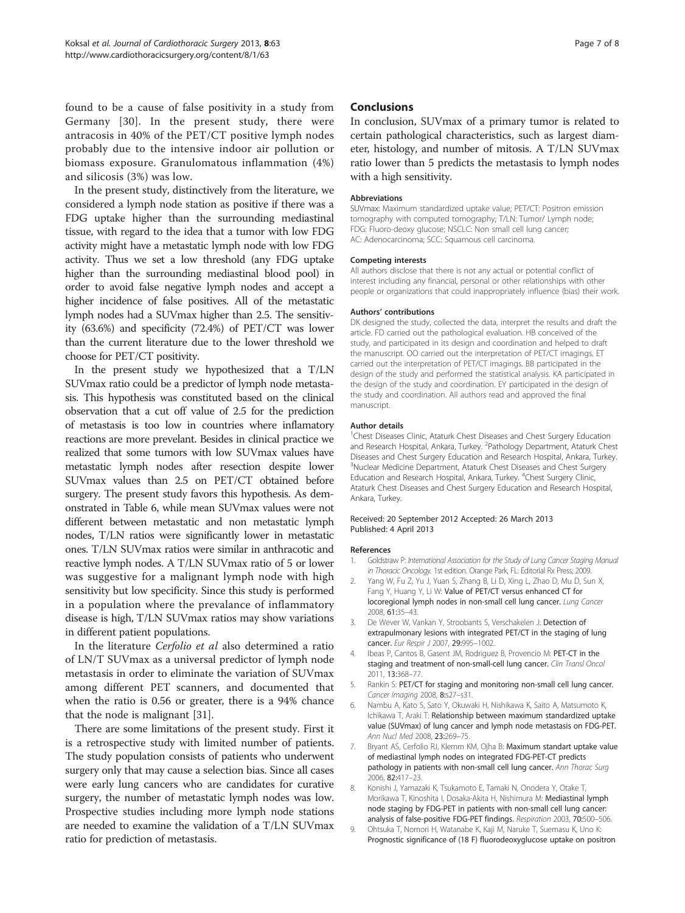found to be a cause of false positivity in a study from Germany [30]. In the present study, there were antracosis in 40% of the PET/CT positive lymph nodes probably due to the intensive indoor air pollution or biomass exposure. Granulomatous inflammation (4%) and silicosis (3%) was low.

In the present study, distinctively from the literature, we considered a lymph node station as positive if there was a FDG uptake higher than the surrounding mediastinal tissue, with regard to the idea that a tumor with low FDG activity might have a metastatic lymph node with low FDG activity. Thus we set a low threshold (any FDG uptake higher than the surrounding mediastinal blood pool) in order to avoid false negative lymph nodes and accept a higher incidence of false positives. All of the metastatic lymph nodes had a SUVmax higher than 2.5. The sensitivity (63.6%) and specificity (72.4%) of PET/CT was lower than the current literature due to the lower threshold we choose for PET/CT positivity.

In the present study we hypothesized that a T/LN SUVmax ratio could be a predictor of lymph node metastasis. This hypothesis was constituted based on the clinical observation that a cut off value of 2.5 for the prediction of metastasis is too low in countries where inflamatory reactions are more prevelant. Besides in clinical practice we realized that some tumors with low SUVmax values have metastatic lymph nodes after resection despite lower SUVmax values than 2.5 on PET/CT obtained before surgery. The present study favors this hypothesis. As demonstrated in Table 6, while mean SUVmax values were not different between metastatic and non metastatic lymph nodes, T/LN ratios were significantly lower in metastatic ones. T/LN SUVmax ratios were similar in anthracotic and reactive lymph nodes. A T/LN SUVmax ratio of 5 or lower was suggestive for a malignant lymph node with high sensitivity but low specificity. Since this study is performed in a population where the prevalance of inflammatory disease is high, T/LN SUVmax ratios may show variations in different patient populations.

In the literature *Cerfolio et al* also determined a ratio of LN/T SUVmax as a universal predictor of lymph node metastasis in order to eliminate the variation of SUVmax among different PET scanners, and documented that when the ratio is 0.56 or greater, there is a 94% chance that the node is malignant [31].

There are some limitations of the present study. First it is a retrospective study with limited number of patients. The study population consists of patients who underwent surgery only that may cause a selection bias. Since all cases were early lung cancers who are candidates for curative surgery, the number of metastatic lymph nodes was low. Prospective studies including more lymph node stations are needed to examine the validation of a T/LN SUVmax ratio for prediction of metastasis.

## Conclusions

In conclusion, SUVmax of a primary tumor is related to certain pathological characteristics, such as largest diameter, histology, and number of mitosis. A T/LN SUVmax ratio lower than 5 predicts the metastasis to lymph nodes with a high sensitivity.

#### Abbreviations

SUVmax: Maximum standardized uptake value; PET/CT: Positron emission tomography with computed tomography; T/LN: Tumor/ Lymph node; FDG: Fluoro-deoxy glucose; NSCLC: Non small cell lung cancer; AC: Adenocarcinoma; SCC: Squamous cell carcinoma.

#### Competing interests

All authors disclose that there is not any actual or potential conflict of interest including any financial, personal or other relationships with other people or organizations that could inappropriately influence (bias) their work.

#### Authors' contributions

DK designed the study, collected the data, interpret the results and draft the article. FD carried out the pathological evaluation. HB conceived of the study, and participated in its design and coordination and helped to draft the manuscript. OO carried out the interpretation of PET/CT imagings. ET carried out the interpretation of PET/CT imagings. BB participated in the design of the study and performed the statistical analysis. KA participated in the design of the study and coordination. EY participated in the design of the study and coordination. All authors read and approved the final manuscript.

#### Author details

[1]Chest Diseases Clinic, Ataturk Chest Diseases and Chest Surgery Education and Research Hospital, Ankara, Turkey. [2]Pathology Department, Ataturk Chest Diseases and Chest Surgery Education and Research Hospital, Ankara, Turkey. [3]Nuclear Medicine Department, Ataturk Chest Diseases and Chest Surgery Education and Research Hospital, Ankara, Turkey. [4]Chest Surgery Clinic, Ataturk Chest Diseases and Chest Surgery Education and Research Hospital, Ankara, Turkey.

Received: 20 September 2012 Accepted: 26 March 2013
Published: 4 April 2013

#### References

1. Goldstraw P: *International Association for the Study of Lung Cancer Staging Manual in Thoracic Oncology.* 1st edition. Orange Park, FL: Editorial Rx Press; 2009.
2. Yang W, Fu Z, Yu J, Yuan S, Zhang B, Li D, Xing L, Zhao D, Mu D, Sun X, Fang Y, Huang Y, Li W: **Value of PET/CT versus enhanced CT for locoregional lymph nodes in non-small cell lung cancer.** *Lung Cancer* 2008, **61:**35–43.
3. De Wever W, Vankan Y, Stroobants S, Verschakelen J: **Detection of extrapulmonary lesions with integrated PET/CT in the staging of lung cancer.** *Eur Respir J* 2007, **29:**995–1002.
4. Ibeas P, Cantos B, Gasent JM, Rodriguez B, Provencio M: **PET-CT in the staging and treatment of non-small-cell lung cancer.** *Clin Transl Oncol* 2011, **13:**368–77.
5. Rankin S: **PET/CT for staging and monitoring non-small cell lung cancer.** *Cancer Imaging* 2008, **8:**s27–s31.
6. Nambu A, Kato S, Sato Y, Okuwaki H, Nishikawa K, Saito A, Matsumoto K, Ichikawa T, Araki T: **Relationship between maximum standardized uptake value (SUVmax) of lung cancer and lymph node metastasis on FDG-PET.** *Ann Nucl Med* 2008, **23:**269–75.
7. Bryant AS, Cerfolio RJ, Klemm KM, Ojha B: **Maximum standart uptake value of mediastinal lymph nodes on integrated FDG-PET-CT predicts pathology in patients with non-small cell lung cancer.** *Ann Thorac Surg* 2006, **82:**417–23.
8. Konishi J, Yamazaki K, Tsukamoto E, Tamaki N, Onodera Y, Otake T, Morikawa T, Kinoshita I, Dosaka-Akita H, Nishimura M: **Mediastinal lymph node staging by FDG-PET in patients with non-small cell lung cancer: analysis of false-positive FDG-PET findings.** *Respiration* 2003, **70:**500–506.
9. Ohtsuka T, Nomori H, Watanabe K, Kaji M, Naruke T, Suemasu K, Uno K: **Prognostic significance of (18 F) fluorodeoxyglucose uptake on positron**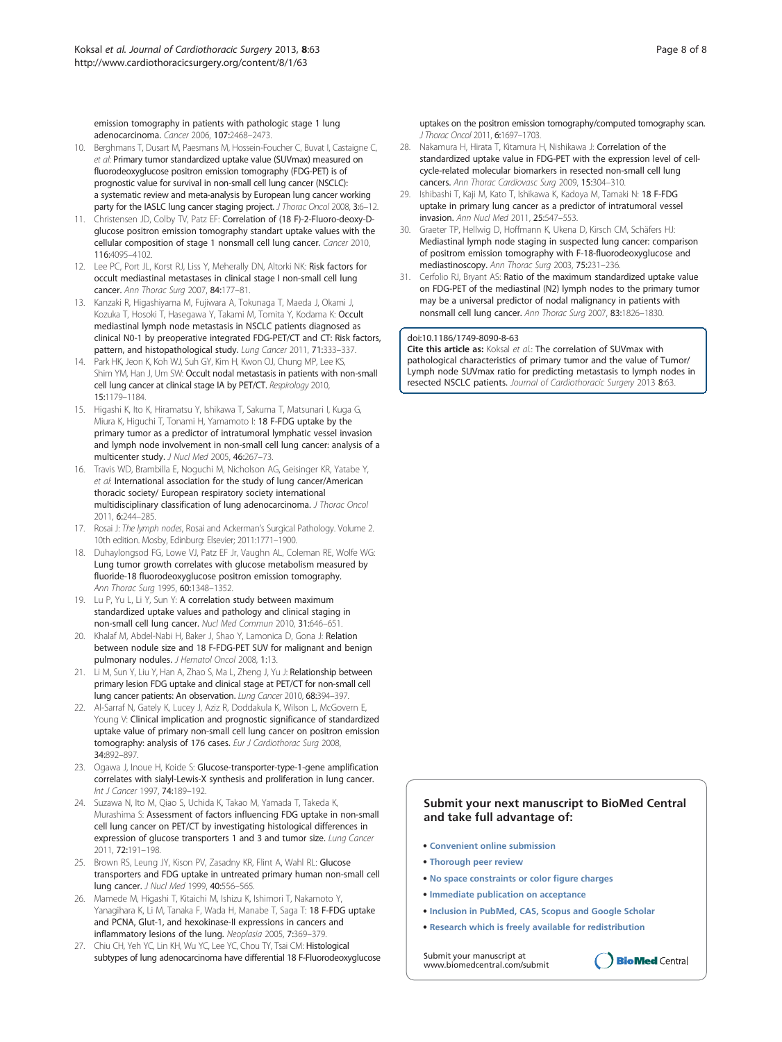emission tomography in patients with pathologic stage 1 lung adenocarcinoma. *Cancer* 2006, **107:**2468–2473.

10. Berghmans T, Dusart M, Paesmans M, Hossein-Foucher C, Buvat I, Castaigne C, *et al*: **Primary tumor standardized uptake value (SUVmax) measured on fluorodeoxyglucose positron emission tomography (FDG-PET) is of prognostic value for survival in non-small cell lung cancer (NSCLC): a systematic review and meta-analysis by European lung cancer working party for the IASLC lung cancer staging project.** *J Thorac Oncol* 2008, **3:**6–12.
11. Christensen JD, Colby TV, Patz EF: **Correlation of (18 F)-2-Fluoro-deoxy-D-glucose positron emission tomography standart uptake values with the cellular composition of stage 1 nonsmall cell lung cancer.** *Cancer* 2010, **116:**4095–4102.
12. Lee PC, Port JL, Korst RJ, Liss Y, Meherally DN, Altorki NK: **Risk factors for occult mediastinal metastases in clinical stage I non-small cell lung cancer.** *Ann Thorac Surg* 2007, **84:**177–81.
13. Kanzaki R, Higashiyama M, Fujiwara A, Tokunaga T, Maeda J, Okami J, Kozuka T, Hosoki T, Hasegawa Y, Takami M, Tomita Y, Kodama K: **Occult mediastinal lymph node metastasis in NSCLC patients diagnosed as clinical N0-1 by preoperative integrated FDG-PET/CT and CT: Risk factors, pattern, and histopathological study.** *Lung Cancer* 2011, **71:**333–337.
14. Park HK, Jeon K, Koh WJ, Suh GY, Kim H, Kwon OJ, Chung MP, Lee KS, Shim YM, Han J, Um SW: **Occult nodal metastasis in patients with non-small cell lung cancer at clinical stage IA by PET/CT.** *Respirology* 2010, **15:**1179–1184.
15. Higashi K, Ito K, Hiramatsu Y, Ishikawa T, Sakuma T, Matsunari I, Kuga G, Miura K, Higuchi T, Tonami H, Yamamoto I: **18 F-FDG uptake by the primary tumor as a predictor of intratumoral lymphatic vessel invasion and lymph node involvement in non-small cell lung cancer: analysis of a multicenter study.** *J Nucl Med* 2005, **46:**267–73.
16. Travis WD, Brambilla E, Noguchi M, Nicholson AG, Geisinger KR, Yatabe Y, *et al*: **International association for the study of lung cancer/American thoracic society/ European respiratory society international multidisciplinary classification of lung adenocarcinoma.** *J Thorac Oncol* 2011, **6:**244–285.
17. Rosai J: *The lymph nodes*, Rosai and Ackerman's Surgical Pathology. Volume 2. 10th edition. Mosby, Edinburg: Elsevier; 2011:1771–1900.
18. Duhaylongsod FG, Lowe VJ, Patz EF Jr, Vaughn AL, Coleman RE, Wolfe WG: **Lung tumor growth correlates with glucose metabolism measured by fluoride-18 fluorodeoxyglucose positron emission tomography.** *Ann Thorac Surg* 1995, **60:**1348–1352.
19. Lu P, Yu L, Li Y, Sun Y: **A correlation study between maximum standardized uptake values and pathology and clinical staging in non-small cell lung cancer.** *Nucl Med Commun* 2010, **31:**646–651.
20. Khalaf M, Abdel-Nabi H, Baker J, Shao Y, Lamonica D, Gona J: **Relation between nodule size and 18 F-FDG-PET SUV for malignant and benign pulmonary nodules.** *J Hematol Oncol* 2008, **1:**13.
21. Li M, Sun Y, Liu Y, Han A, Zhao S, Ma L, Zheng J, Yu J: **Relationship between primary lesion FDG uptake and clinical stage at PET/CT for non-small cell lung cancer patients: An observation.** *Lung Cancer* 2010, **68:**394–397.
22. Al-Sarraf N, Gately K, Lucey J, Aziz R, Doddakula K, Wilson L, McGovern E, Young V: **Clinical implication and prognostic significance of standardized uptake value of primary non-small cell lung cancer on positron emission tomography: analysis of 176 cases.** *Eur J Cardiothorac Surg* 2008, **34:**892–897.
23. Ogawa J, Inoue H, Koide S: **Glucose-transporter-type-1-gene amplification correlates with sialyl-Lewis-X synthesis and proliferation in lung cancer.** *Int J Cancer* 1997, **74:**189–192.
24. Suzawa N, Ito M, Qiao S, Uchida K, Takao M, Yamada T, Takeda K, Murashima S: **Assessment of factors influencing FDG uptake in non-small cell lung cancer on PET/CT by investigating histological differences in expression of glucose transporters 1 and 3 and tumor size.** *Lung Cancer* 2011, **72:**191–198.
25. Brown RS, Leung JY, Kison PV, Zasadny KR, Flint A, Wahl RL: **Glucose transporters and FDG uptake in untreated primary human non-small cell lung cancer.** *J Nucl Med* 1999, **40:**556–565.
26. Mamede M, Higashi T, Kitaichi M, Ishizu K, Ishimori T, Nakamoto Y, Yanagihara K, Li M, Tanaka F, Wada H, Manabe T, Saga T: **18 F-FDG uptake and PCNA, Glut-1, and hexokinase-II expressions in cancers and inflammatory lesions of the lung.** *Neoplasia* 2005, **7:**369–379.
27. Chiu CH, Yeh YC, Lin KH, Wu YC, Lee YC, Chou TY, Tsai CM: **Histological subtypes of lung adenocarcinoma have differential 18 F-Fluorodeoxyglucose uptakes on the positron emission tomography/computed tomography scan.** *J Thorac Oncol* 2011, **6:**1697–1703.
28. Nakamura H, Hirata T, Kitamura H, Nishikawa J: **Correlation of the standardized uptake value in FDG-PET with the expression level of cell-cycle-related molecular biomarkers in resected non-small cell lung cancers.** *Ann Thorac Cardiovasc Surg* 2009, **15:**304–310.
29. Ishibashi T, Kaji M, Kato T, Ishikawa K, Kadoya M, Tamaki N: **18 F-FDG uptake in primary lung cancer as a predictor of intratumoral vessel invasion.** *Ann Nucl Med* 2011, **25:**547–553.
30. Graeter TP, Hellwig D, Hoffmann K, Ukena D, Kirsch CM, Schäfers HJ: **Mediastinal lymph node staging in suspected lung cancer: comparison of positrom emission tomography with F-18-fluorodeoxyglucose and mediastinoscopy.** *Ann Thorac Surg* 2003, **75:**231–236.
31. Cerfolio RJ, Bryant AS: **Ratio of the maximum standardized uptake value on FDG-PET of the mediastinal (N2) lymph nodes to the primary tumor may be a universal predictor of nodal malignancy in patients with nonsmall cell lung cancer.** *Ann Thorac Surg* 2007, **83:**1826–1830.

doi:10.1186/1749-8090-8-63

**Cite this article as:** Koksal *et al.*: The correlation of SUVmax with pathological characteristics of primary tumor and the value of Tumor/ Lymph node SUVmax ratio for predicting metastasis to lymph nodes in resected NSCLC patients. *Journal of Cardiothoracic Surgery* 2013 **8**:63.

**Submit your next manuscript to BioMed Central and take full advantage of:**

- **Convenient online submission**
- **Thorough peer review**
- **No space constraints or color figure charges**
- **Immediate publication on acceptance**
- **Inclusion in PubMed, CAS, Scopus and Google Scholar**
- **Research which is freely available for redistribution**

Submit your manuscript at
www.biomedcentral.com/submit

BioMed Central